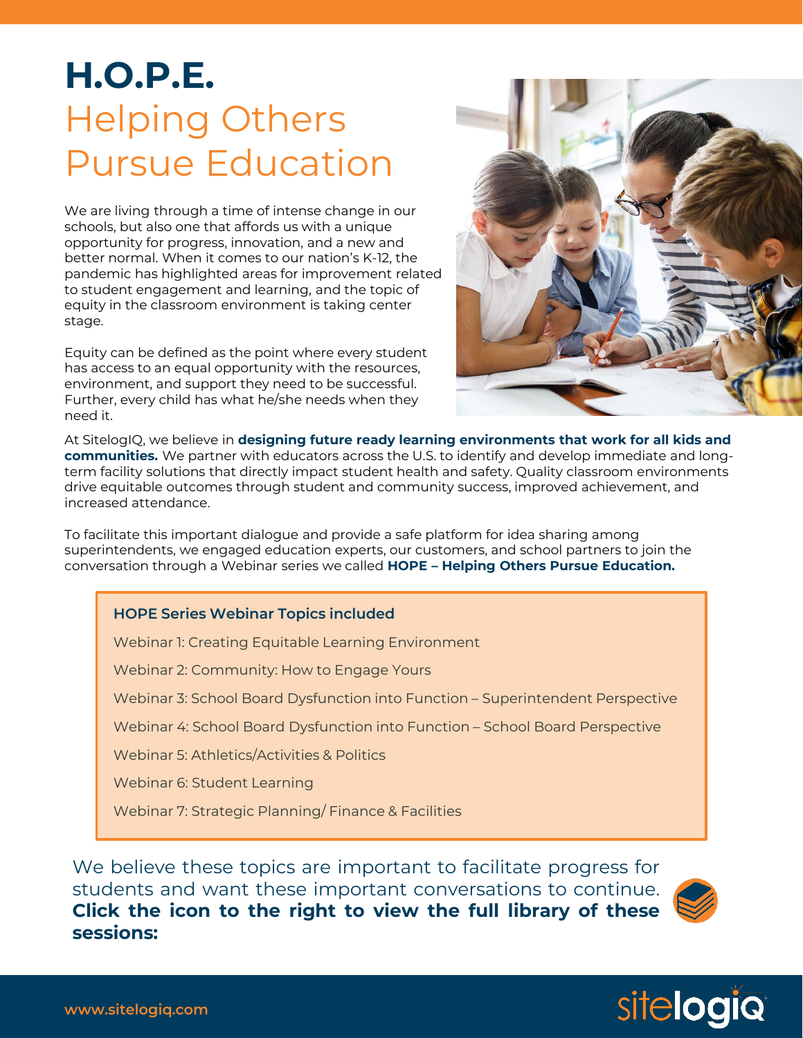# H.O.P.E.

## Helping Others Pursue Education

We are living through a time of intense change in our schools, but also one that affords us with a unique opportunity for progress, innovation, and a new and better normal. When it comes to our nation's K-12, the pandemic has highlighted areas for improvement related to student engagement and learning, and the topic of equity in the classroom environment is taking center stage.

Equity can be defined as the point where every student has access to an equal opportunity with the resources, environment, and support they need to be successful. Further, every child has what he/she needs when they need it.

At SitelogIQ, we believe in **designing future ready learning environments that work for all kids and communities.** We partner with educators across the U.S. to identify and develop immediate and long-term facility solutions that directly impact student health and safety. Quality classroom environments drive equitable outcomes through student and community success, improved achievement, and increased attendance.

To facilitate this important dialogue and provide a safe platform for idea sharing among superintendents, we engaged education experts, our customers, and school partners to join the conversation through a Webinar series we called **HOPE – Helping Others Pursue Education.**

**HOPE Series Webinar Topics included**

Webinar 1: Creating Equitable Learning Environment

Webinar 2: Community: How to Engage Yours

Webinar 3: School Board Dysfunction into Function – Superintendent Perspective

Webinar 4: School Board Dysfunction into Function – School Board Perspective

Webinar 5: Athletics/Activities & Politics

Webinar 6: Student Learning

Webinar 7: Strategic Planning/ Finance & Facilities

We believe these topics are important to facilitate progress for students and want these important conversations to continue. **Click the icon to the right to view the full library of these sessions:**

www.sitelogiq.com

sitelogiq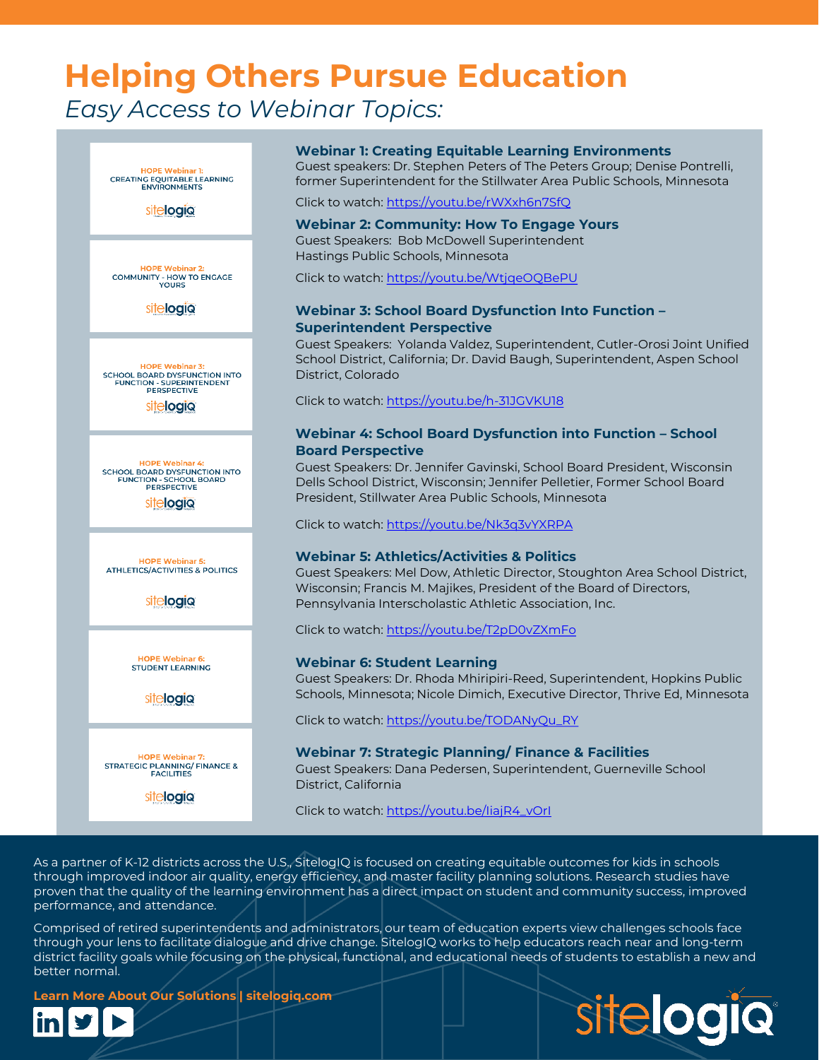# Helping Others Pursue Education

*Easy Access to Webinar Topics:*

HOPE Webinar 1: CREATING EQUITABLE LEARNING ENVIRONMENTS

### Webinar 1: Creating Equitable Learning Environments

Guest speakers: Dr. Stephen Peters of The Peters Group; Denise Pontrelli, former Superintendent for the Stillwater Area Public Schools, Minnesota

Click to watch: https://youtu.be/rWXxh6n7SfQ

HOPE Webinar 2: COMMUNITY - HOW TO ENGAGE YOURS

### Webinar 2: Community: How To Engage Yours

Guest Speakers: Bob McDowell Superintendent Hastings Public Schools, Minnesota

Click to watch: https://youtu.be/WtjqeOQBePU

HOPE Webinar 3: SCHOOL BOARD DYSFUNCTION INTO FUNCTION - SUPERINTENDENT PERSPECTIVE

### Webinar 3: School Board Dysfunction Into Function – Superintendent Perspective

Guest Speakers: Yolanda Valdez, Superintendent, Cutler-Orosi Joint Unified School District, California; Dr. David Baugh, Superintendent, Aspen School District, Colorado

Click to watch: https://youtu.be/h-31JGVKU18

HOPE Webinar 4: SCHOOL BOARD DYSFUNCTION INTO FUNCTION - SCHOOL BOARD PERSPECTIVE

### Webinar 4: School Board Dysfunction into Function – School Board Perspective

Guest Speakers: Dr. Jennifer Gavinski, School Board President, Wisconsin Dells School District, Wisconsin; Jennifer Pelletier, Former School Board President, Stillwater Area Public Schools, Minnesota

Click to watch: https://youtu.be/Nk3q3vYXRPA

HOPE Webinar 5: ATHLETICS/ACTIVITIES & POLITICS

### Webinar 5: Athletics/Activities & Politics

Guest Speakers: Mel Dow, Athletic Director, Stoughton Area School District, Wisconsin; Francis M. Majikes, President of the Board of Directors, Pennsylvania Interscholastic Athletic Association, Inc.

Click to watch: https://youtu.be/T2pD0vZXmFo

HOPE Webinar 6: STUDENT LEARNING

### Webinar 6: Student Learning

Guest Speakers: Dr. Rhoda Mhiripiri-Reed, Superintendent, Hopkins Public Schools, Minnesota; Nicole Dimich, Executive Director, Thrive Ed, Minnesota

Click to watch: https://youtu.be/TODANyQu_RY

HOPE Webinar 7: STRATEGIC PLANNING/ FINANCE & FACILITIES

### Webinar 7: Strategic Planning/ Finance & Facilities

Guest Speakers: Dana Pedersen, Superintendent, Guerneville School District, California

Click to watch: https://youtu.be/liajR4_vOrI

As a partner of K-12 districts across the U.S., SitelogIQ is focused on creating equitable outcomes for kids in schools through improved indoor air quality, energy efficiency, and master facility planning solutions. Research studies have proven that the quality of the learning environment has a direct impact on student and community success, improved performance, and attendance.

Comprised of retired superintendents and administrators, our team of education experts view challenges schools face through your lens to facilitate dialogue and drive change. SitelogIQ works to help educators reach near and long-term district facility goals while focusing on the physical, functional, and educational needs of students to establish a new and better normal.

**Learn More About Our Solutions | sitelogiq.com**

sitelogiQ